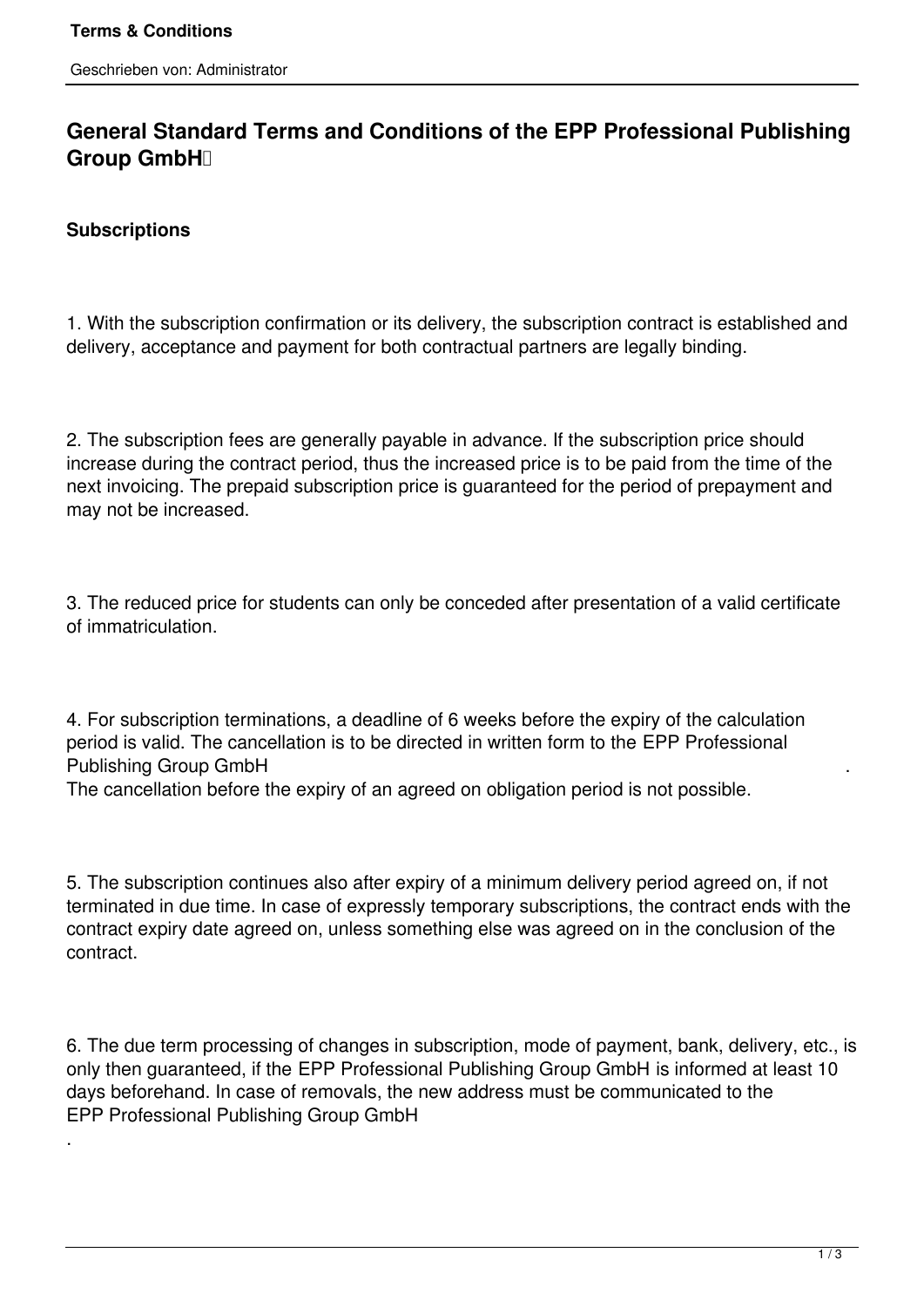# General Standard Terms and Conditions of the EPP Professional Publishing Group GmbH

## Subscriptions

1. With the subscription confirmation or its delivery, the subscription contract is established and delivery, acceptance and payment for both contractual partners are legally binding.

2. The subscription fees are generally payable in advance. If the subscription price should increase during the contract period, thus the increased price is to be paid from the time of the next invoicing. The prepaid subscription price is guaranteed for the period of prepayment and may not be increased.

3. The reduced price for students can only be conceded after presentation of a valid certificate of immatriculation.

4. For subscription terminations, a deadline of 6 weeks before the expiry of the calculation period is valid. The cancellation is to be directed in written form to the EPP Professional Publishing Group GmbH .
The cancellation before the expiry of an agreed on obligation period is not possible.

5. The subscription continues also after expiry of a minimum delivery period agreed on, if not terminated in due time. In case of expressly temporary subscriptions, the contract ends with the contract expiry date agreed on, unless something else was agreed on in the conclusion of the contract.

6. The due term processing of changes in subscription, mode of payment, bank, delivery, etc., is only then guaranteed, if the EPP Professional Publishing Group GmbH is informed at least 10 days beforehand. In case of removals, the new address must be communicated to the EPP Professional Publishing Group GmbH
.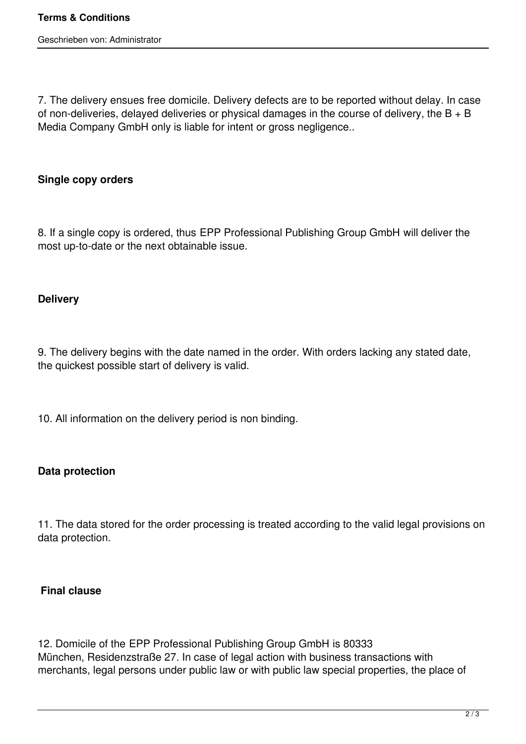7. The delivery ensues free domicile. Delivery defects are to be reported without delay. In case of non-deliveries, delayed deliveries or physical damages in the course of delivery, the B + B Media Company GmbH only is liable for intent or gross negligence..

**Single copy orders**

8. If a single copy is ordered, thus EPP Professional Publishing Group GmbH will deliver the most up-to-date or the next obtainable issue.

**Delivery**

9. The delivery begins with the date named in the order. With orders lacking any stated date, the quickest possible start of delivery is valid.

10. All information on the delivery period is non binding.

**Data protection**

11. The data stored for the order processing is treated according to the valid legal provisions on data protection.

**Final clause**

12. Domicile of the EPP Professional Publishing Group GmbH is 80333 München, Residenzstraße 27. In case of legal action with business transactions with merchants, legal persons under public law or with public law special properties, the place of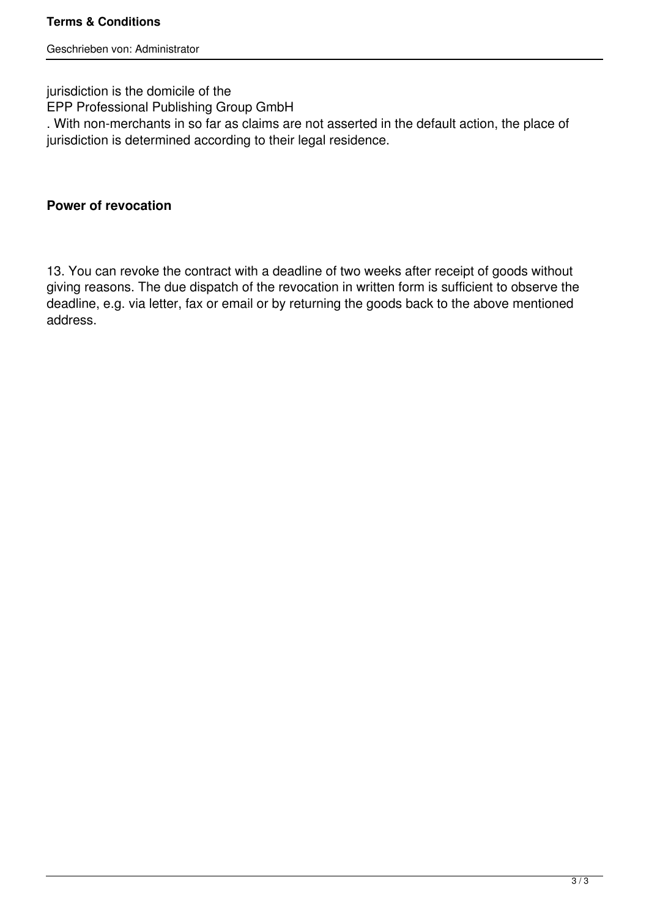jurisdiction is the domicile of the
EPP Professional Publishing Group GmbH
. With non-merchants in so far as claims are not asserted in the default action, the place of jurisdiction is determined according to their legal residence.

## Power of revocation

13. You can revoke the contract with a deadline of two weeks after receipt of goods without giving reasons. The due dispatch of the revocation in written form is sufficient to observe the deadline, e.g. via letter, fax or email or by returning the goods back to the above mentioned address.